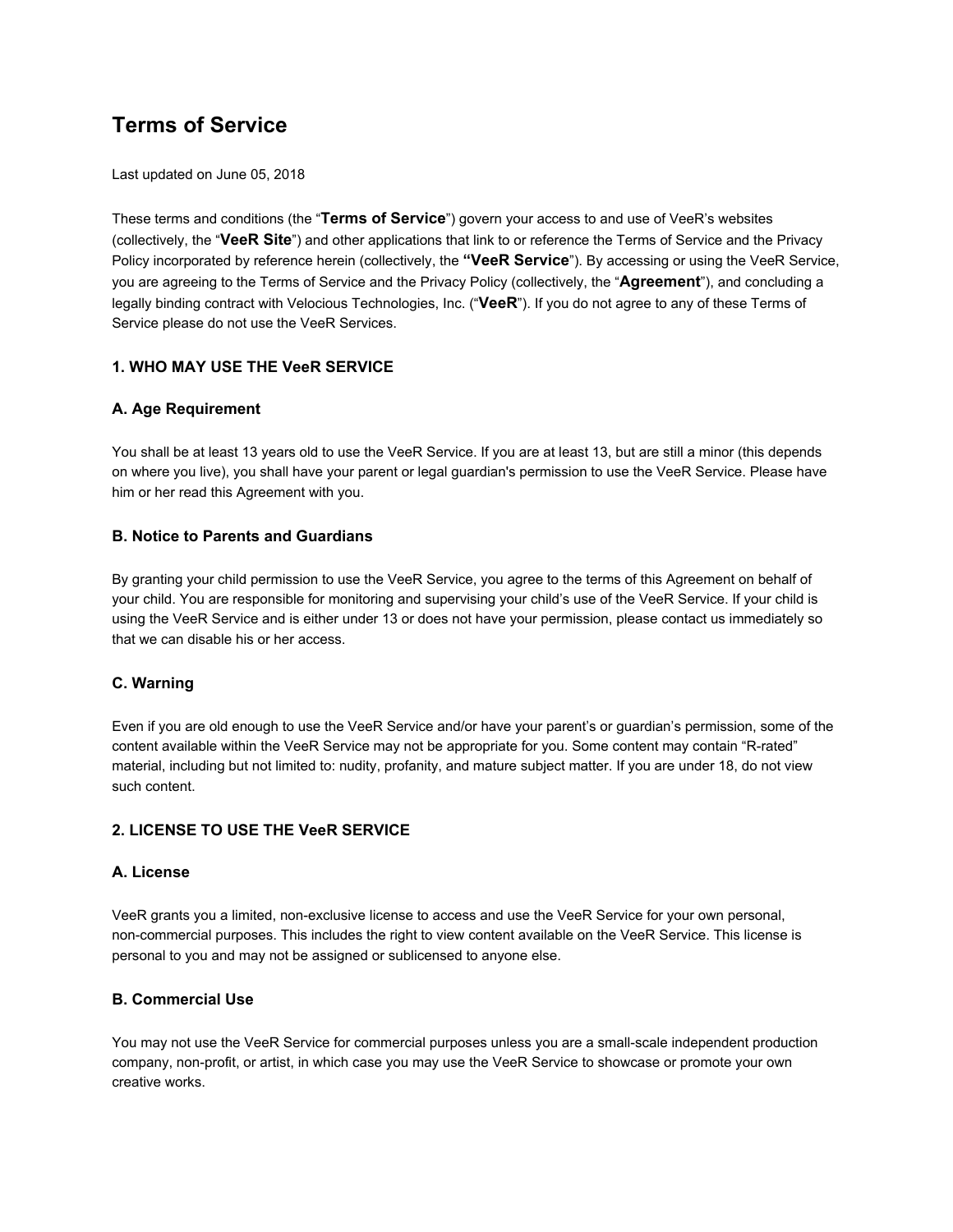# Terms of Service

Last updated on June 05, 2018

These terms and conditions (the "**Terms of Service**") govern your access to and use of VeeR's websites (collectively, the "**VeeR Site**") and other applications that link to or reference the Terms of Service and the Privacy Policy incorporated by reference herein (collectively, the **"VeeR Service**"). By accessing or using the VeeR Service, you are agreeing to the Terms of Service and the Privacy Policy (collectively, the "**Agreement**"), and concluding a legally binding contract with Velocious Technologies, Inc. ("**VeeR**"). If you do not agree to any of these Terms of Service please do not use the VeeR Services.

## 1. WHO MAY USE THE VeeR SERVICE

### A. Age Requirement

You shall be at least 13 years old to use the VeeR Service. If you are at least 13, but are still a minor (this depends on where you live), you shall have your parent or legal guardian's permission to use the VeeR Service. Please have him or her read this Agreement with you.

### B. Notice to Parents and Guardians

By granting your child permission to use the VeeR Service, you agree to the terms of this Agreement on behalf of your child. You are responsible for monitoring and supervising your child's use of the VeeR Service. If your child is using the VeeR Service and is either under 13 or does not have your permission, please contact us immediately so that we can disable his or her access.

### C. Warning

Even if you are old enough to use the VeeR Service and/or have your parent's or guardian's permission, some of the content available within the VeeR Service may not be appropriate for you. Some content may contain "R-rated" material, including but not limited to: nudity, profanity, and mature subject matter. If you are under 18, do not view such content.

## 2. LICENSE TO USE THE VeeR SERVICE

### A. License

VeeR grants you a limited, non-exclusive license to access and use the VeeR Service for your own personal, non-commercial purposes. This includes the right to view content available on the VeeR Service. This license is personal to you and may not be assigned or sublicensed to anyone else.

### B. Commercial Use

You may not use the VeeR Service for commercial purposes unless you are a small-scale independent production company, non-profit, or artist, in which case you may use the VeeR Service to showcase or promote your own creative works.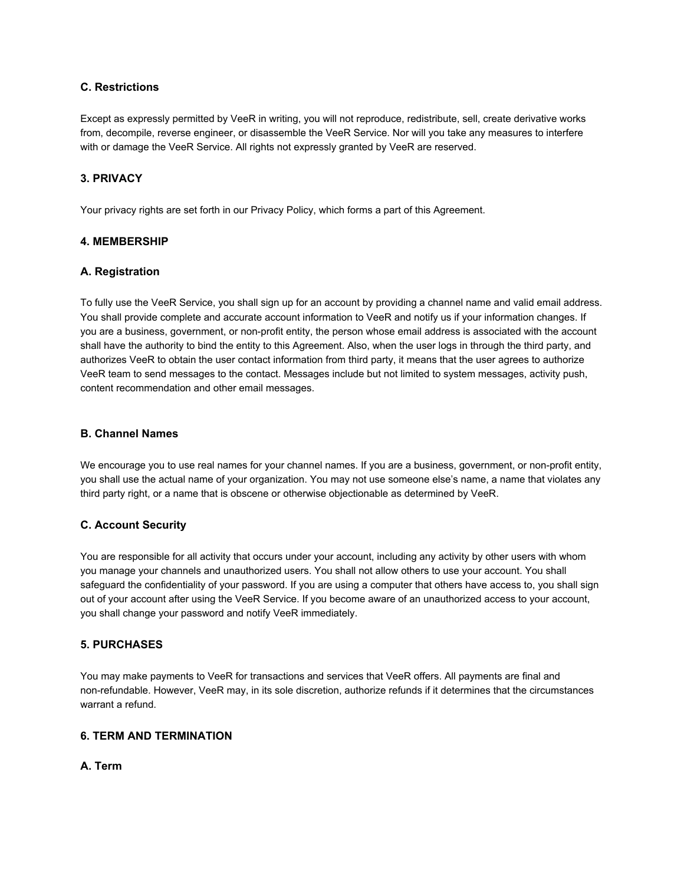### C. Restrictions

Except as expressly permitted by VeeR in writing, you will not reproduce, redistribute, sell, create derivative works from, decompile, reverse engineer, or disassemble the VeeR Service. Nor will you take any measures to interfere with or damage the VeeR Service. All rights not expressly granted by VeeR are reserved.

## 3. PRIVACY

Your privacy rights are set forth in our Privacy Policy, which forms a part of this Agreement.

## 4. MEMBERSHIP

### A. Registration

To fully use the VeeR Service, you shall sign up for an account by providing a channel name and valid email address. You shall provide complete and accurate account information to VeeR and notify us if your information changes. If you are a business, government, or non-profit entity, the person whose email address is associated with the account shall have the authority to bind the entity to this Agreement. Also, when the user logs in through the third party, and authorizes VeeR to obtain the user contact information from third party, it means that the user agrees to authorize VeeR team to send messages to the contact. Messages include but not limited to system messages, activity push, content recommendation and other email messages.

### B. Channel Names

We encourage you to use real names for your channel names. If you are a business, government, or non-profit entity, you shall use the actual name of your organization. You may not use someone else's name, a name that violates any third party right, or a name that is obscene or otherwise objectionable as determined by VeeR.

### C. Account Security

You are responsible for all activity that occurs under your account, including any activity by other users with whom you manage your channels and unauthorized users. You shall not allow others to use your account. You shall safeguard the confidentiality of your password. If you are using a computer that others have access to, you shall sign out of your account after using the VeeR Service. If you become aware of an unauthorized access to your account, you shall change your password and notify VeeR immediately.

## 5. PURCHASES

You may make payments to VeeR for transactions and services that VeeR offers. All payments are final and non-refundable. However, VeeR may, in its sole discretion, authorize refunds if it determines that the circumstances warrant a refund.

## 6. TERM AND TERMINATION

### A. Term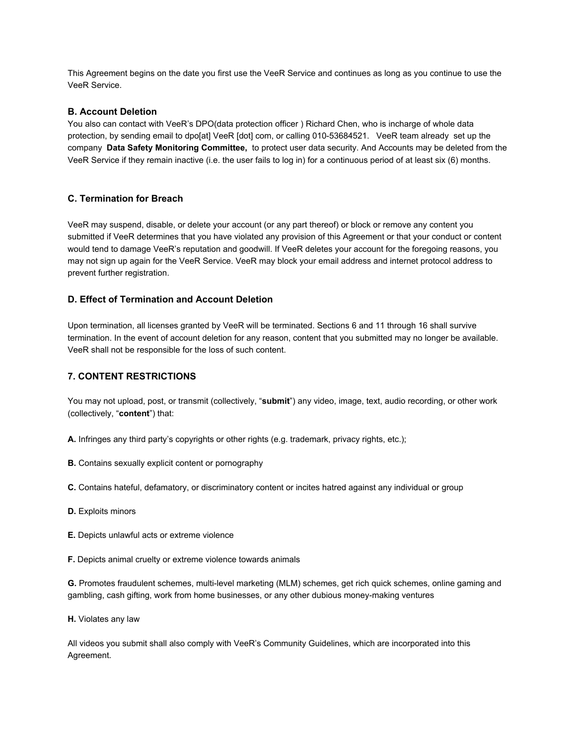This Agreement begins on the date you first use the VeeR Service and continues as long as you continue to use the VeeR Service.

### B. Account Deletion

You also can contact with VeeR's DPO(data protection officer ) Richard Chen, who is incharge of whole data protection, by sending email to dpo[at] VeeR [dot] com, or calling 010-53684521.   VeeR team already  set up the company  **Data Safety Monitoring Committee,**  to protect user data security. And Accounts may be deleted from the VeeR Service if they remain inactive (i.e. the user fails to log in) for a continuous period of at least six (6) months.

### C. Termination for Breach

VeeR may suspend, disable, or delete your account (or any part thereof) or block or remove any content you submitted if VeeR determines that you have violated any provision of this Agreement or that your conduct or content would tend to damage VeeR's reputation and goodwill. If VeeR deletes your account for the foregoing reasons, you may not sign up again for the VeeR Service. VeeR may block your email address and internet protocol address to prevent further registration.

### D. Effect of Termination and Account Deletion

Upon termination, all licenses granted by VeeR will be terminated. Sections 6 and 11 through 16 shall survive termination. In the event of account deletion for any reason, content that you submitted may no longer be available. VeeR shall not be responsible for the loss of such content.

## 7. CONTENT RESTRICTIONS

You may not upload, post, or transmit (collectively, "**submit**") any video, image, text, audio recording, or other work (collectively, "**content**") that:

**A.** Infringes any third party's copyrights or other rights (e.g. trademark, privacy rights, etc.);

**B.** Contains sexually explicit content or pornography

**C.** Contains hateful, defamatory, or discriminatory content or incites hatred against any individual or group

**D.** Exploits minors

**E.** Depicts unlawful acts or extreme violence

**F.** Depicts animal cruelty or extreme violence towards animals

**G.** Promotes fraudulent schemes, multi-level marketing (MLM) schemes, get rich quick schemes, online gaming and gambling, cash gifting, work from home businesses, or any other dubious money-making ventures

**H.** Violates any law

All videos you submit shall also comply with VeeR's Community Guidelines, which are incorporated into this Agreement.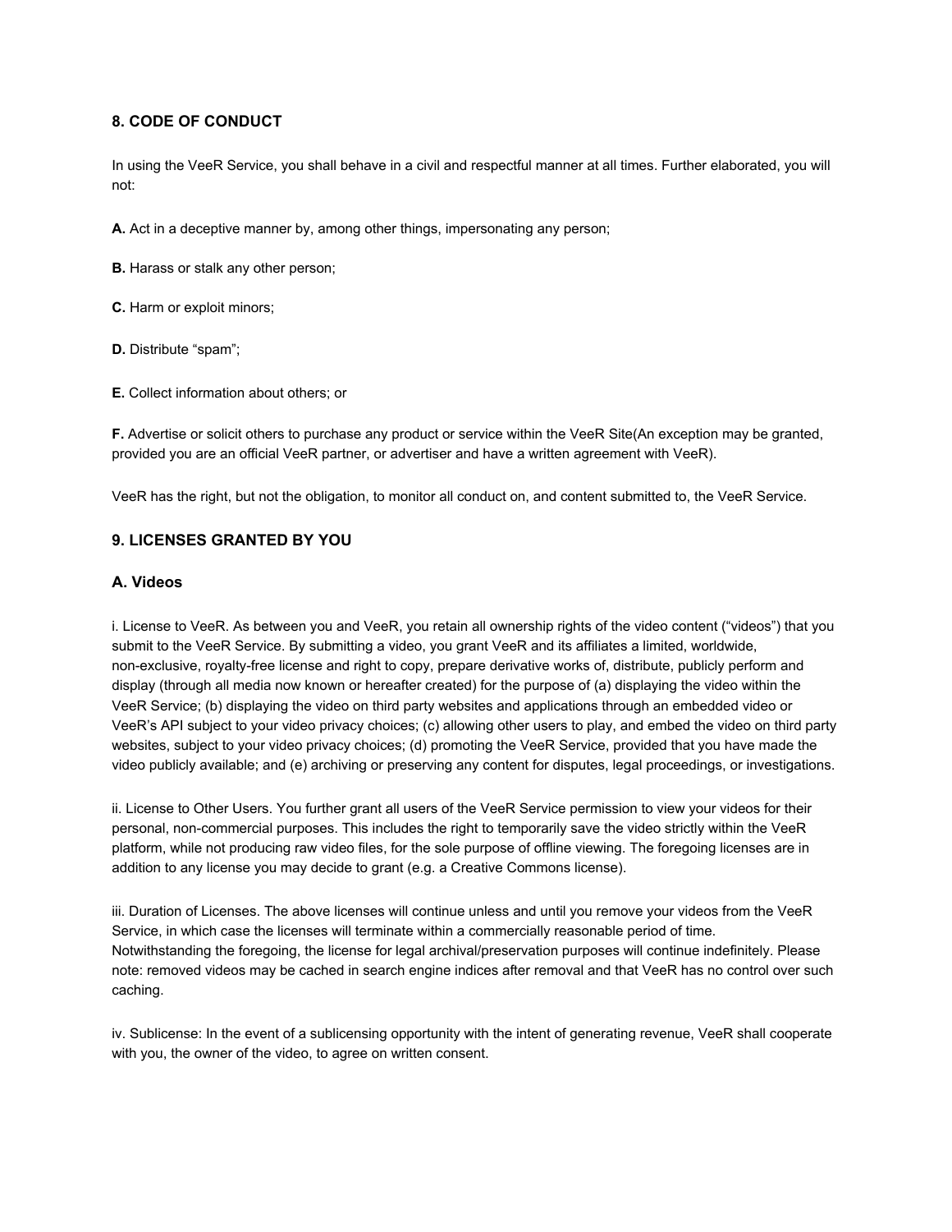## 8. CODE OF CONDUCT

In using the VeeR Service, you shall behave in a civil and respectful manner at all times. Further elaborated, you will not:

**A.** Act in a deceptive manner by, among other things, impersonating any person;

**B.** Harass or stalk any other person;

**C.** Harm or exploit minors;

**D.** Distribute "spam";

**E.** Collect information about others; or

**F.** Advertise or solicit others to purchase any product or service within the VeeR Site(An exception may be granted, provided you are an official VeeR partner, or advertiser and have a written agreement with VeeR).

VeeR has the right, but not the obligation, to monitor all conduct on, and content submitted to, the VeeR Service.

## 9. LICENSES GRANTED BY YOU

### A. Videos

i. License to VeeR. As between you and VeeR, you retain all ownership rights of the video content ("videos") that you submit to the VeeR Service. By submitting a video, you grant VeeR and its affiliates a limited, worldwide, non-exclusive, royalty-free license and right to copy, prepare derivative works of, distribute, publicly perform and display (through all media now known or hereafter created) for the purpose of (a) displaying the video within the VeeR Service; (b) displaying the video on third party websites and applications through an embedded video or VeeR's API subject to your video privacy choices; (c) allowing other users to play, and embed the video on third party websites, subject to your video privacy choices; (d) promoting the VeeR Service, provided that you have made the video publicly available; and (e) archiving or preserving any content for disputes, legal proceedings, or investigations.

ii. License to Other Users. You further grant all users of the VeeR Service permission to view your videos for their personal, non-commercial purposes. This includes the right to temporarily save the video strictly within the VeeR platform, while not producing raw video files, for the sole purpose of offline viewing. The foregoing licenses are in addition to any license you may decide to grant (e.g. a Creative Commons license).

iii. Duration of Licenses. The above licenses will continue unless and until you remove your videos from the VeeR Service, in which case the licenses will terminate within a commercially reasonable period of time. Notwithstanding the foregoing, the license for legal archival/preservation purposes will continue indefinitely. Please note: removed videos may be cached in search engine indices after removal and that VeeR has no control over such caching.

iv. Sublicense: In the event of a sublicensing opportunity with the intent of generating revenue, VeeR shall cooperate with you, the owner of the video, to agree on written consent.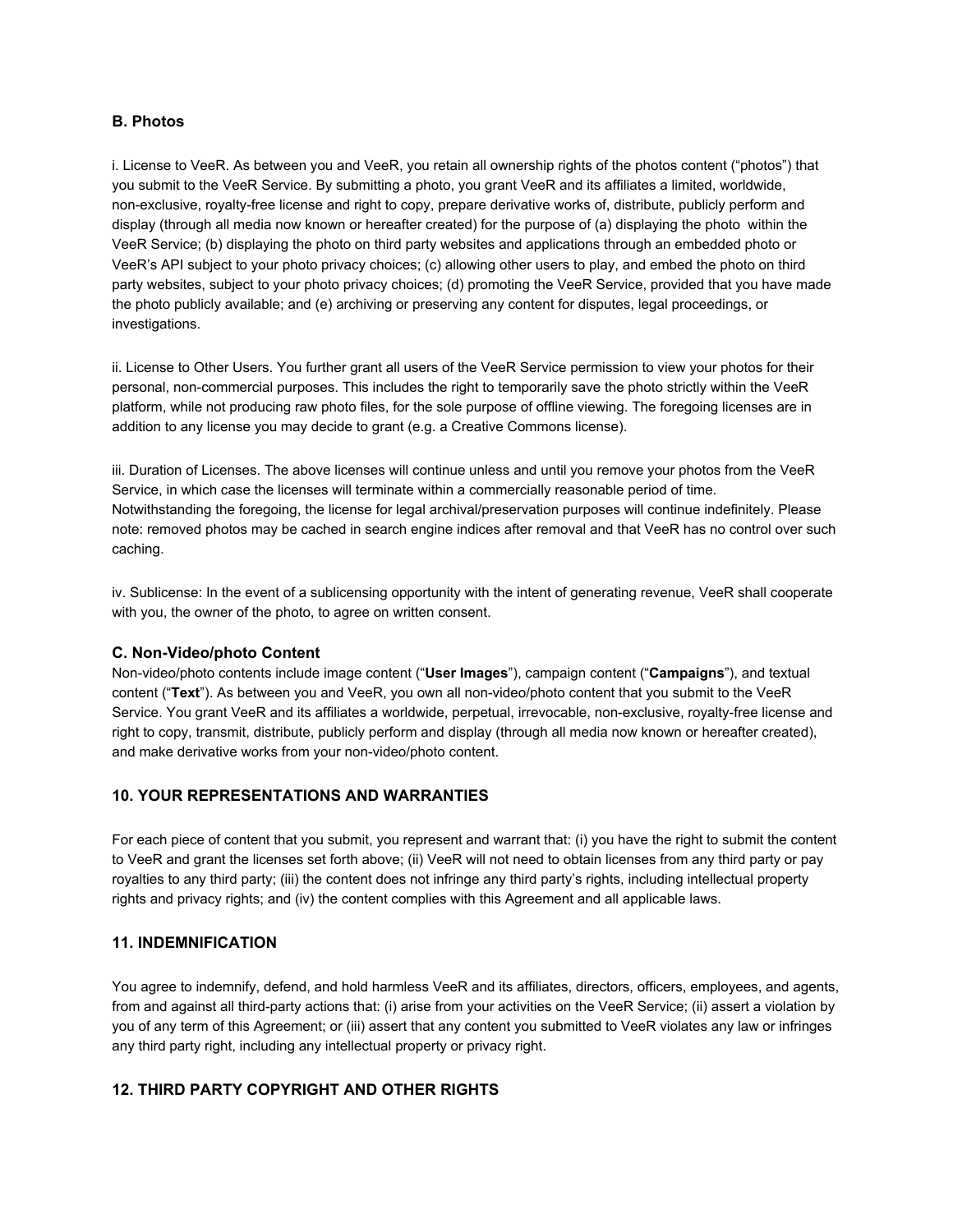### B. Photos

i. License to VeeR. As between you and VeeR, you retain all ownership rights of the photos content ("photos") that you submit to the VeeR Service. By submitting a photo, you grant VeeR and its affiliates a limited, worldwide, non-exclusive, royalty-free license and right to copy, prepare derivative works of, distribute, publicly perform and display (through all media now known or hereafter created) for the purpose of (a) displaying the photo within the VeeR Service; (b) displaying the photo on third party websites and applications through an embedded photo or VeeR's API subject to your photo privacy choices; (c) allowing other users to play, and embed the photo on third party websites, subject to your photo privacy choices; (d) promoting the VeeR Service, provided that you have made the photo publicly available; and (e) archiving or preserving any content for disputes, legal proceedings, or investigations.

ii. License to Other Users. You further grant all users of the VeeR Service permission to view your photos for their personal, non-commercial purposes. This includes the right to temporarily save the photo strictly within the VeeR platform, while not producing raw photo files, for the sole purpose of offline viewing. The foregoing licenses are in addition to any license you may decide to grant (e.g. a Creative Commons license).

iii. Duration of Licenses. The above licenses will continue unless and until you remove your photos from the VeeR Service, in which case the licenses will terminate within a commercially reasonable period of time. Notwithstanding the foregoing, the license for legal archival/preservation purposes will continue indefinitely. Please note: removed photos may be cached in search engine indices after removal and that VeeR has no control over such caching.

iv. Sublicense: In the event of a sublicensing opportunity with the intent of generating revenue, VeeR shall cooperate with you, the owner of the photo, to agree on written consent.

### C. Non-Video/photo Content

Non-video/photo contents include image content ("**User Images**"), campaign content ("**Campaigns**"), and textual content ("**Text**"). As between you and VeeR, you own all non-video/photo content that you submit to the VeeR Service. You grant VeeR and its affiliates a worldwide, perpetual, irrevocable, non-exclusive, royalty-free license and right to copy, transmit, distribute, publicly perform and display (through all media now known or hereafter created), and make derivative works from your non-video/photo content.

## 10. YOUR REPRESENTATIONS AND WARRANTIES

For each piece of content that you submit, you represent and warrant that: (i) you have the right to submit the content to VeeR and grant the licenses set forth above; (ii) VeeR will not need to obtain licenses from any third party or pay royalties to any third party; (iii) the content does not infringe any third party's rights, including intellectual property rights and privacy rights; and (iv) the content complies with this Agreement and all applicable laws.

## 11. INDEMNIFICATION

You agree to indemnify, defend, and hold harmless VeeR and its affiliates, directors, officers, employees, and agents, from and against all third-party actions that: (i) arise from your activities on the VeeR Service; (ii) assert a violation by you of any term of this Agreement; or (iii) assert that any content you submitted to VeeR violates any law or infringes any third party right, including any intellectual property or privacy right.

## 12. THIRD PARTY COPYRIGHT AND OTHER RIGHTS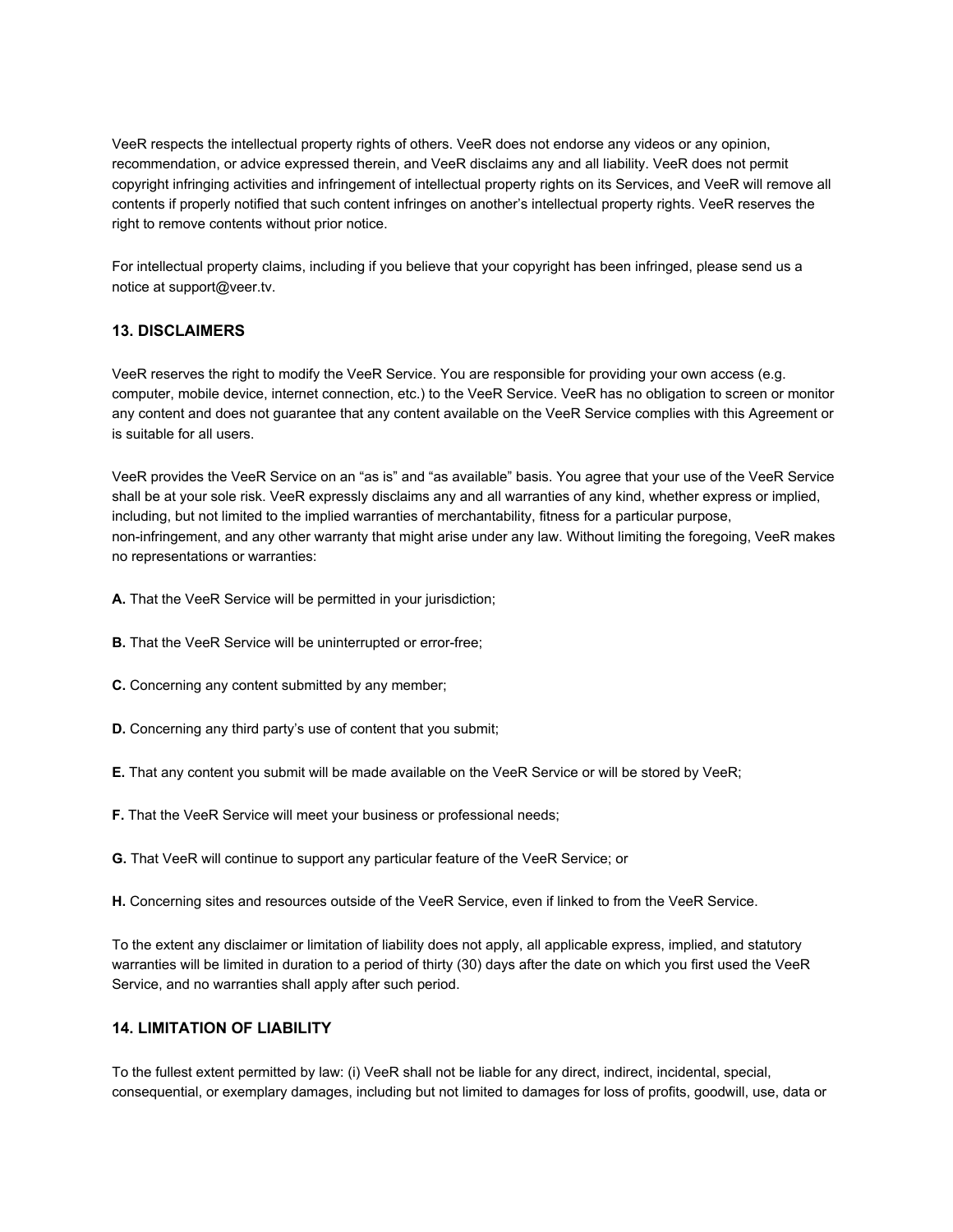VeeR respects the intellectual property rights of others. VeeR does not endorse any videos or any opinion, recommendation, or advice expressed therein, and VeeR disclaims any and all liability. VeeR does not permit copyright infringing activities and infringement of intellectual property rights on its Services, and VeeR will remove all contents if properly notified that such content infringes on another's intellectual property rights. VeeR reserves the right to remove contents without prior notice.

For intellectual property claims, including if you believe that your copyright has been infringed, please send us a notice at support@veer.tv.

### 13. DISCLAIMERS

VeeR reserves the right to modify the VeeR Service. You are responsible for providing your own access (e.g. computer, mobile device, internet connection, etc.) to the VeeR Service. VeeR has no obligation to screen or monitor any content and does not guarantee that any content available on the VeeR Service complies with this Agreement or is suitable for all users.

VeeR provides the VeeR Service on an "as is" and "as available" basis. You agree that your use of the VeeR Service shall be at your sole risk. VeeR expressly disclaims any and all warranties of any kind, whether express or implied, including, but not limited to the implied warranties of merchantability, fitness for a particular purpose, non-infringement, and any other warranty that might arise under any law. Without limiting the foregoing, VeeR makes no representations or warranties:

**A.** That the VeeR Service will be permitted in your jurisdiction;

**B.** That the VeeR Service will be uninterrupted or error-free;

**C.** Concerning any content submitted by any member;

**D.** Concerning any third party's use of content that you submit;

**E.** That any content you submit will be made available on the VeeR Service or will be stored by VeeR;

**F.** That the VeeR Service will meet your business or professional needs;

**G.** That VeeR will continue to support any particular feature of the VeeR Service; or

**H.** Concerning sites and resources outside of the VeeR Service, even if linked to from the VeeR Service.

To the extent any disclaimer or limitation of liability does not apply, all applicable express, implied, and statutory warranties will be limited in duration to a period of thirty (30) days after the date on which you first used the VeeR Service, and no warranties shall apply after such period.

### 14. LIMITATION OF LIABILITY

To the fullest extent permitted by law: (i) VeeR shall not be liable for any direct, indirect, incidental, special, consequential, or exemplary damages, including but not limited to damages for loss of profits, goodwill, use, data or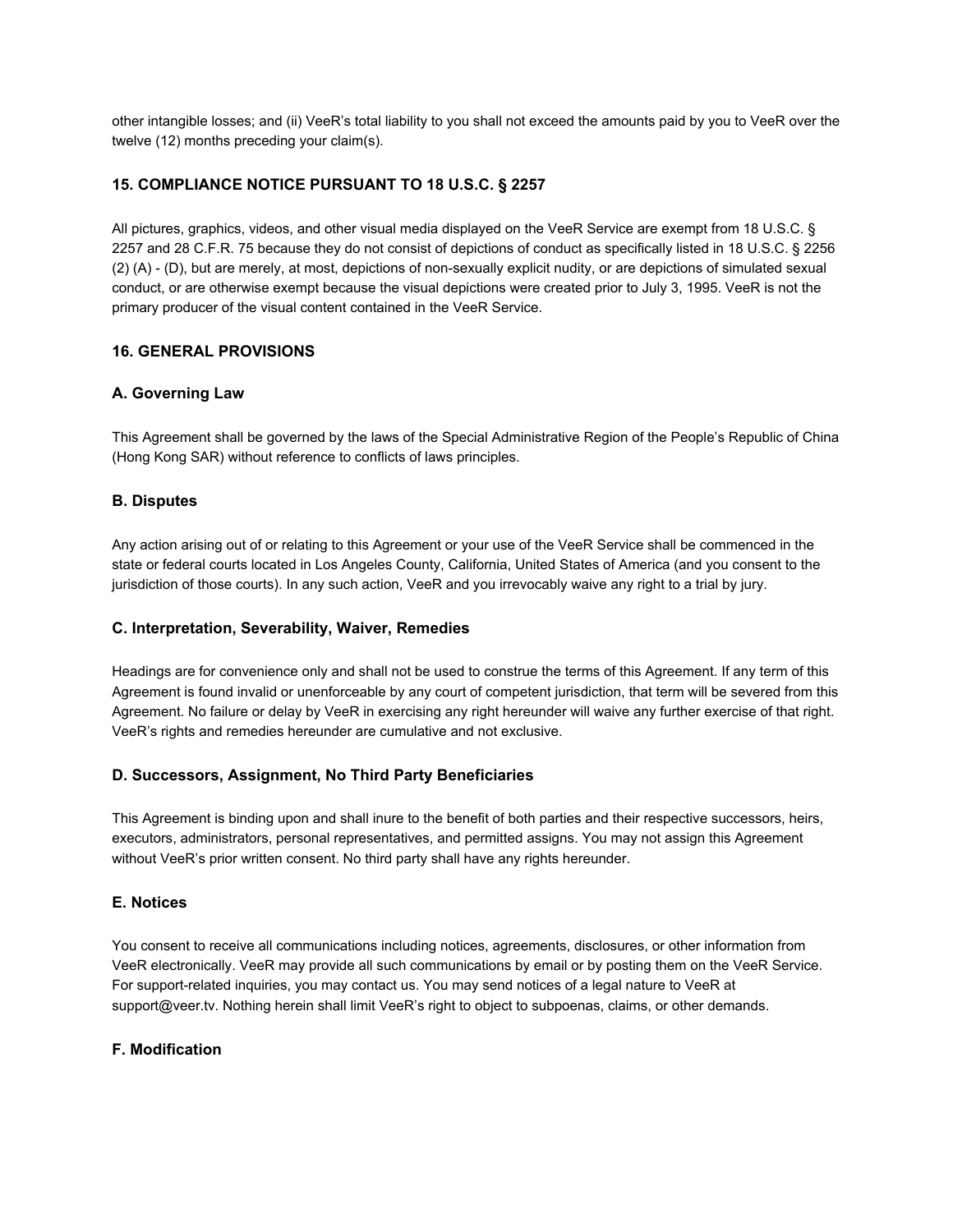other intangible losses; and (ii) VeeR's total liability to you shall not exceed the amounts paid by you to VeeR over the twelve (12) months preceding your claim(s).

## 15. COMPLIANCE NOTICE PURSUANT TO 18 U.S.C. § 2257

All pictures, graphics, videos, and other visual media displayed on the VeeR Service are exempt from 18 U.S.C. § 2257 and 28 C.F.R. 75 because they do not consist of depictions of conduct as specifically listed in 18 U.S.C. § 2256 (2) (A) - (D), but are merely, at most, depictions of non-sexually explicit nudity, or are depictions of simulated sexual conduct, or are otherwise exempt because the visual depictions were created prior to July 3, 1995. VeeR is not the primary producer of the visual content contained in the VeeR Service.

## 16. GENERAL PROVISIONS

### A. Governing Law

This Agreement shall be governed by the laws of the Special Administrative Region of the People's Republic of China (Hong Kong SAR) without reference to conflicts of laws principles.

### B. Disputes

Any action arising out of or relating to this Agreement or your use of the VeeR Service shall be commenced in the state or federal courts located in Los Angeles County, California, United States of America (and you consent to the jurisdiction of those courts). In any such action, VeeR and you irrevocably waive any right to a trial by jury.

### C. Interpretation, Severability, Waiver, Remedies

Headings are for convenience only and shall not be used to construe the terms of this Agreement. If any term of this Agreement is found invalid or unenforceable by any court of competent jurisdiction, that term will be severed from this Agreement. No failure or delay by VeeR in exercising any right hereunder will waive any further exercise of that right. VeeR's rights and remedies hereunder are cumulative and not exclusive.

### D. Successors, Assignment, No Third Party Beneficiaries

This Agreement is binding upon and shall inure to the benefit of both parties and their respective successors, heirs, executors, administrators, personal representatives, and permitted assigns. You may not assign this Agreement without VeeR's prior written consent. No third party shall have any rights hereunder.

### E. Notices

You consent to receive all communications including notices, agreements, disclosures, or other information from VeeR electronically. VeeR may provide all such communications by email or by posting them on the VeeR Service. For support-related inquiries, you may contact us. You may send notices of a legal nature to VeeR at support@veer.tv. Nothing herein shall limit VeeR's right to object to subpoenas, claims, or other demands.

### F. Modification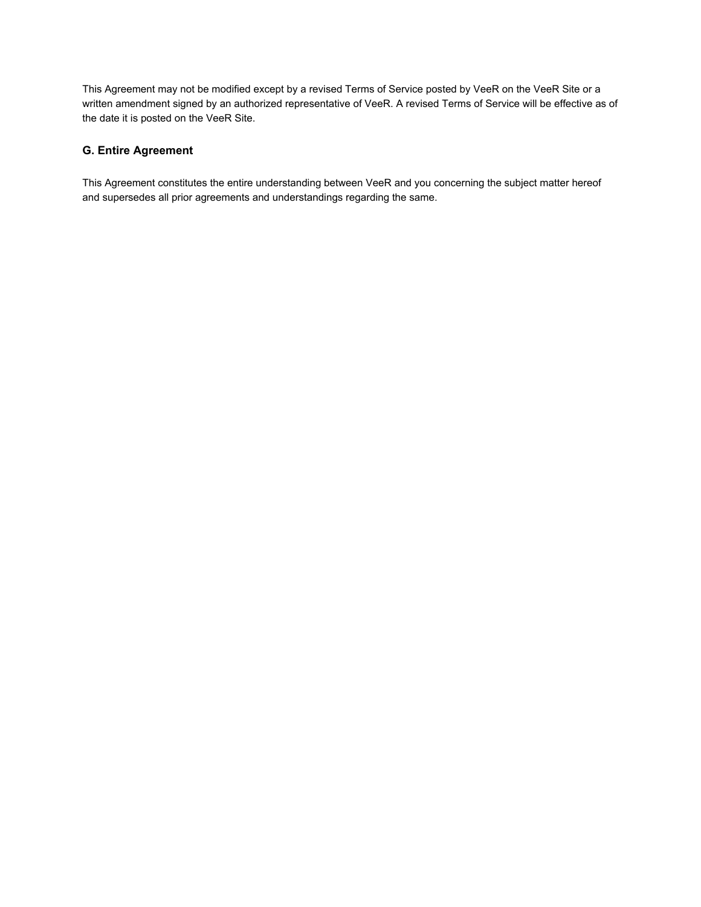This Agreement may not be modified except by a revised Terms of Service posted by VeeR on the VeeR Site or a written amendment signed by an authorized representative of VeeR. A revised Terms of Service will be effective as of the date it is posted on the VeeR Site.

### G. Entire Agreement

This Agreement constitutes the entire understanding between VeeR and you concerning the subject matter hereof and supersedes all prior agreements and understandings regarding the same.